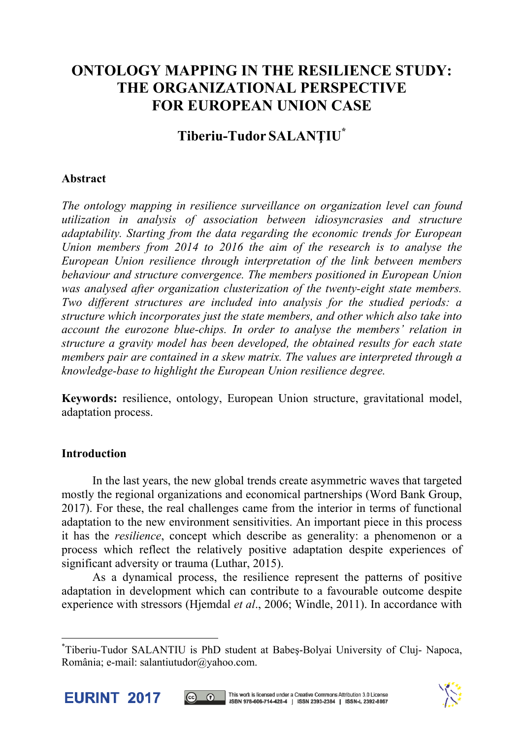# ONTOLOGY MAPPING IN THE RESILIENCE STUDY: THE ORGANIZATIONAL PERSPECTIVE FOR EUROPEAN UNION CASE

## Tiberiu-Tudor SALANȚIU*

### Abstract

*The ontology mapping in resilience surveillance on organization level can found utilization in analysis of association between idiosyncrasies and structure adaptability. Starting from the data regarding the economic trends for European Union members from 2014 to 2016 the aim of the research is to analyse the European Union resilience through interpretation of the link between members behaviour and structure convergence. The members positioned in European Union was analysed after organization clusterization of the twenty-eight state members. Two different structures are included into analysis for the studied periods: a structure which incorporates just the state members, and other which also take into account the eurozone blue-chips. In order to analyse the members' relation in structure a gravity model has been developed, the obtained results for each state members pair are contained in a skew matrix. The values are interpreted through a knowledge-base to highlight the European Union resilience degree.*

**Keywords:** resilience, ontology, European Union structure, gravitational model, adaptation process.

### Introduction

In the last years, the new global trends create asymmetric waves that targeted mostly the regional organizations and economical partnerships (Word Bank Group, 2017). For these, the real challenges came from the interior in terms of functional adaptation to the new environment sensitivities. An important piece in this process it has the *resilience*, concept which describe as generality: a phenomenon or a process which reflect the relatively positive adaptation despite experiences of significant adversity or trauma (Luthar, 2015).

As a dynamical process, the resilience represent the patterns of positive adaptation in development which can contribute to a favourable outcome despite experience with stressors (Hjemdal *et al*., 2006; Windle, 2011). In accordance with

---

*Tiberiu-Tudor SALANTIU is PhD student at Babeș-Bolyai University of Cluj- Napoca, România; e-mail: salantiutudor@yahoo.com.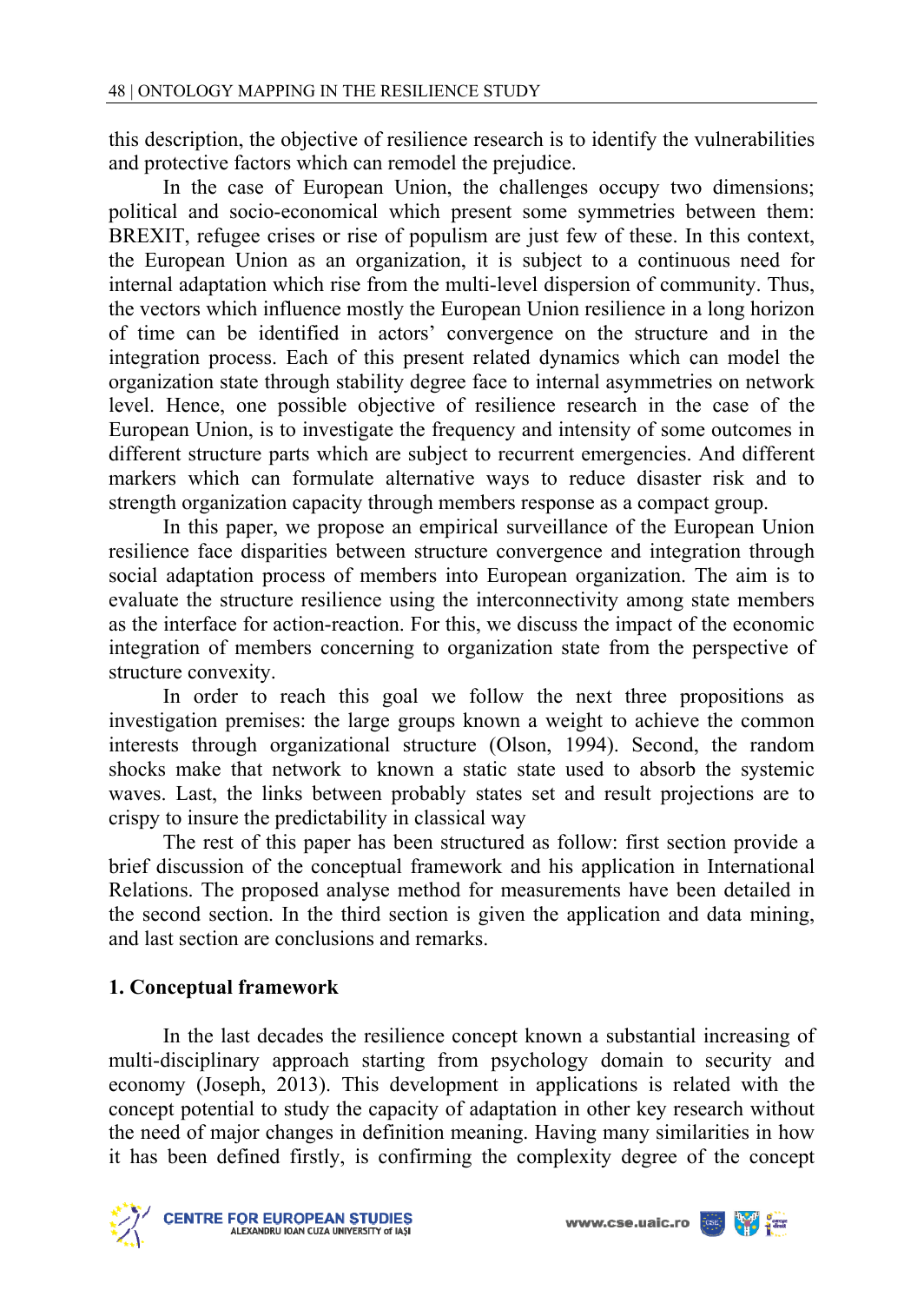this description, the objective of resilience research is to identify the vulnerabilities and protective factors which can remodel the prejudice.

In the case of European Union, the challenges occupy two dimensions; political and socio-economical which present some symmetries between them: BREXIT, refugee crises or rise of populism are just few of these. In this context, the European Union as an organization, it is subject to a continuous need for internal adaptation which rise from the multi-level dispersion of community. Thus, the vectors which influence mostly the European Union resilience in a long horizon of time can be identified in actors' convergence on the structure and in the integration process. Each of this present related dynamics which can model the organization state through stability degree face to internal asymmetries on network level. Hence, one possible objective of resilience research in the case of the European Union, is to investigate the frequency and intensity of some outcomes in different structure parts which are subject to recurrent emergencies. And different markers which can formulate alternative ways to reduce disaster risk and to strength organization capacity through members response as a compact group.

In this paper, we propose an empirical surveillance of the European Union resilience face disparities between structure convergence and integration through social adaptation process of members into European organization. The aim is to evaluate the structure resilience using the interconnectivity among state members as the interface for action-reaction. For this, we discuss the impact of the economic integration of members concerning to organization state from the perspective of structure convexity.

In order to reach this goal we follow the next three propositions as investigation premises: the large groups known a weight to achieve the common interests through organizational structure (Olson, 1994). Second, the random shocks make that network to known a static state used to absorb the systemic waves. Last, the links between probably states set and result projections are to crispy to insure the predictability in classical way

The rest of this paper has been structured as follow: first section provide a brief discussion of the conceptual framework and his application in International Relations. The proposed analyse method for measurements have been detailed in the second section. In the third section is given the application and data mining, and last section are conclusions and remarks.

## 1. Conceptual framework

In the last decades the resilience concept known a substantial increasing of multi-disciplinary approach starting from psychology domain to security and economy (Joseph, 2013). This development in applications is related with the concept potential to study the capacity of adaptation in other key research without the need of major changes in definition meaning. Having many similarities in how it has been defined firstly, is confirming the complexity degree of the concept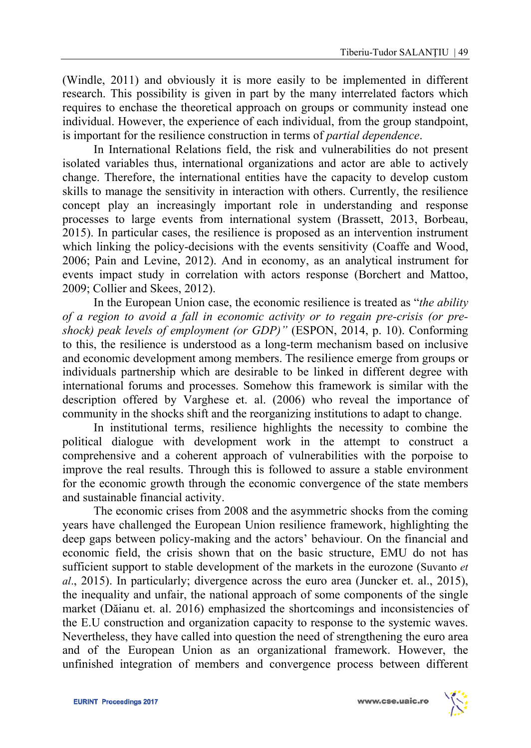(Windle, 2011) and obviously it is more easily to be implemented in different research. This possibility is given in part by the many interrelated factors which requires to enchase the theoretical approach on groups or community instead one individual. However, the experience of each individual, from the group standpoint, is important for the resilience construction in terms of *partial dependence*.

In International Relations field, the risk and vulnerabilities do not present isolated variables thus, international organizations and actor are able to actively change. Therefore, the international entities have the capacity to develop custom skills to manage the sensitivity in interaction with others. Currently, the resilience concept play an increasingly important role in understanding and response processes to large events from international system (Brassett, 2013, Borbeau, 2015). In particular cases, the resilience is proposed as an intervention instrument which linking the policy-decisions with the events sensitivity (Coaffe and Wood, 2006; Pain and Levine, 2012). And in economy, as an analytical instrument for events impact study in correlation with actors response (Borchert and Mattoo, 2009; Collier and Skees, 2012).

In the European Union case, the economic resilience is treated as "*the ability of a region to avoid a fall in economic activity or to regain pre-crisis (or pre-shock) peak levels of employment (or GDP)"* (ESPON, 2014, p. 10). Conforming to this, the resilience is understood as a long-term mechanism based on inclusive and economic development among members. The resilience emerge from groups or individuals partnership which are desirable to be linked in different degree with international forums and processes. Somehow this framework is similar with the description offered by Varghese et. al. (2006) who reveal the importance of community in the shocks shift and the reorganizing institutions to adapt to change.

In institutional terms, resilience highlights the necessity to combine the political dialogue with development work in the attempt to construct a comprehensive and a coherent approach of vulnerabilities with the porpoise to improve the real results. Through this is followed to assure a stable environment for the economic growth through the economic convergence of the state members and sustainable financial activity.

The economic crises from 2008 and the asymmetric shocks from the coming years have challenged the European Union resilience framework, highlighting the deep gaps between policy-making and the actors' behaviour. On the financial and economic field, the crisis shown that on the basic structure, EMU do not has sufficient support to stable development of the markets in the eurozone (Suvanto *et al*., 2015). In particularly; divergence across the euro area (Juncker et. al., 2015), the inequality and unfair, the national approach of some components of the single market (Dăianu et. al. 2016) emphasized the shortcomings and inconsistencies of the E.U construction and organization capacity to response to the systemic waves. Nevertheless, they have called into question the need of strengthening the euro area and of the European Union as an organizational framework. However, the unfinished integration of members and convergence process between different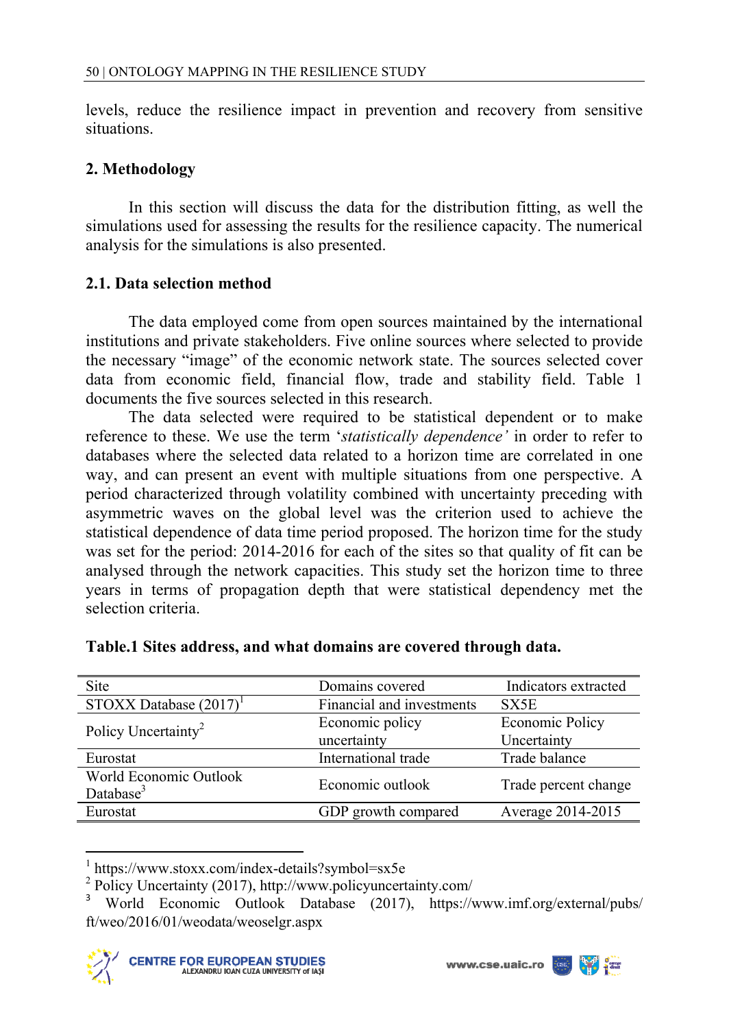levels, reduce the resilience impact in prevention and recovery from sensitive situations.

## 2. Methodology

In this section will discuss the data for the distribution fitting, as well the simulations used for assessing the results for the resilience capacity. The numerical analysis for the simulations is also presented.

### 2.1. Data selection method

The data employed come from open sources maintained by the international institutions and private stakeholders. Five online sources where selected to provide the necessary "image" of the economic network state. The sources selected cover data from economic field, financial flow, trade and stability field. Table 1 documents the five sources selected in this research.

The data selected were required to be statistical dependent or to make reference to these. We use the term '*statistically dependence'* in order to refer to databases where the selected data related to a horizon time are correlated in one way, and can present an event with multiple situations from one perspective. A period characterized through volatility combined with uncertainty preceding with asymmetric waves on the global level was the criterion used to achieve the statistical dependence of data time period proposed. The horizon time for the study was set for the period: 2014-2016 for each of the sites so that quality of fit can be analysed through the network capacities. This study set the horizon time to three years in terms of propagation depth that were statistical dependency met the selection criteria.

**Table.1 Sites address, and what domains are covered through data.**

| Site | Domains covered | Indicators extracted |
|---|---|---|
| STOXX Database (2017)[1] | Financial and investments | SX5E |
| Policy Uncertainty[2] | Economic policy uncertainty | Economic Policy Uncertainty |
| Eurostat | International trade | Trade balance |
| World Economic Outlook Database[3] | Economic outlook | Trade percent change |
| Eurostat | GDP growth compared | Average 2014-2015 |

[1] https://www.stoxx.com/index-details?symbol=sx5e

[2] Policy Uncertainty (2017), http://www.policyuncertainty.com/

[3] World Economic Outlook Database (2017), https://www.imf.org/external/pubs/ft/weo/2016/01/weodata/weoselgr.aspx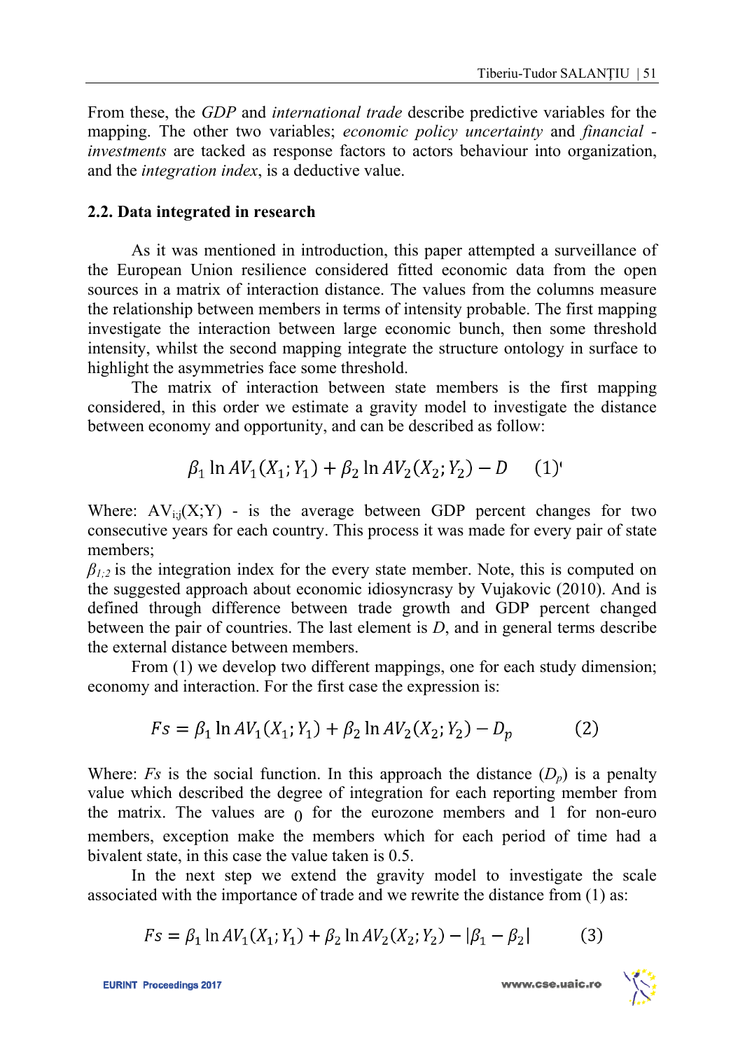From these, the *GDP* and *international trade* describe predictive variables for the mapping. The other two variables; *economic policy uncertainty* and *financial - investments* are tacked as response factors to actors behaviour into organization, and the *integration index*, is a deductive value.

### 2.2. Data integrated in research

As it was mentioned in introduction, this paper attempted a surveillance of the European Union resilience considered fitted economic data from the open sources in a matrix of interaction distance. The values from the columns measure the relationship between members in terms of intensity probable. The first mapping investigate the interaction between large economic bunch, then some threshold intensity, whilst the second mapping integrate the structure ontology in surface to highlight the asymmetries face some threshold.

The matrix of interaction between state members is the first mapping considered, in this order we estimate a gravity model to investigate the distance between economy and opportunity, and can be described as follow:

$$\beta_1 \ln AV_1(X_1; Y_1) + \beta_2 \ln AV_2(X_2; Y_2) - D \qquad (1)$$

Where: $AV_{i;j}(X;Y)$ - is the average between GDP percent changes for two consecutive years for each country. This process it was made for every pair of state members;
$\beta_{1;2}$ is the integration index for the every state member. Note, this is computed on the suggested approach about economic idiosyncrasy by Vujakovic (2010). And is defined through difference between trade growth and GDP percent changed between the pair of countries. The last element is *D*, and in general terms describe the external distance between members.

From (1) we develop two different mappings, one for each study dimension; economy and interaction. For the first case the expression is:

$$Fs = \beta_1 \ln AV_1(X_1; Y_1) + \beta_2 \ln AV_2(X_2; Y_2) - D_p \qquad (2)$$

Where: *Fs* is the social function. In this approach the distance ($D_p$) is a penalty value which described the degree of integration for each reporting member from the matrix. The values are $0$ for the eurozone members and 1 for non-euro members, exception make the members which for each period of time had a bivalent state, in this case the value taken is 0.5.

In the next step we extend the gravity model to investigate the scale associated with the importance of trade and we rewrite the distance from (1) as:

$$Fs = \beta_1 \ln AV_1(X_1; Y_1) + \beta_2 \ln AV_2(X_2; Y_2) - |\beta_1 - \beta_2| \qquad (3)$$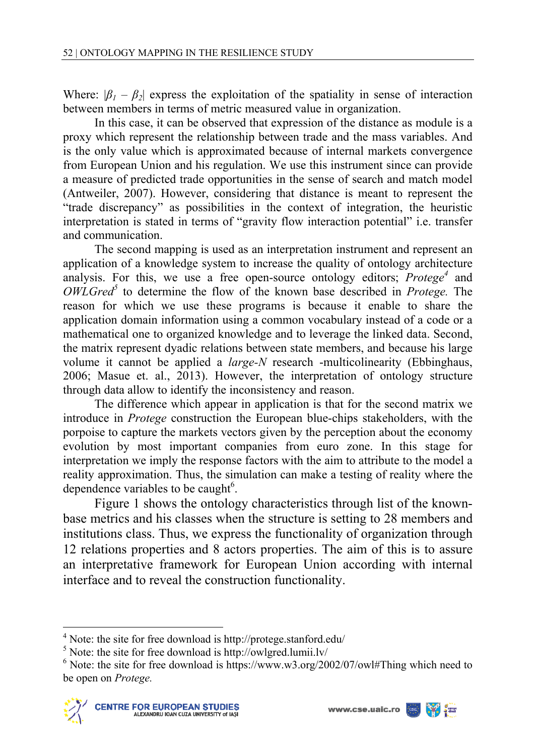Where: $|\beta_1 - \beta_2|$ express the exploitation of the spatiality in sense of interaction between members in terms of metric measured value in organization.

In this case, it can be observed that expression of the distance as module is a proxy which represent the relationship between trade and the mass variables. And is the only value which is approximated because of internal markets convergence from European Union and his regulation. We use this instrument since can provide a measure of predicted trade opportunities in the sense of search and match model (Antweiler, 2007). However, considering that distance is meant to represent the "trade discrepancy" as possibilities in the context of integration, the heuristic interpretation is stated in terms of "gravity flow interaction potential" i.e. transfer and communication.

The second mapping is used as an interpretation instrument and represent an application of a knowledge system to increase the quality of ontology architecture analysis. For this, we use a free open-source ontology editors; *Protege*[4] and *OWLGred*[5] to determine the flow of the known base described in *Protege.* The reason for which we use these programs is because it enable to share the application domain information using a common vocabulary instead of a code or a mathematical one to organized knowledge and to leverage the linked data. Second, the matrix represent dyadic relations between state members, and because his large volume it cannot be applied a *large-N* research -multicolinearity (Ebbinghaus, 2006; Masue et. al., 2013). However, the interpretation of ontology structure through data allow to identify the inconsistency and reason.

The difference which appear in application is that for the second matrix we introduce in *Protege* construction the European blue-chips stakeholders, with the porpoise to capture the markets vectors given by the perception about the economy evolution by most important companies from euro zone. In this stage for interpretation we imply the response factors with the aim to attribute to the model a reality approximation. Thus, the simulation can make a testing of reality where the dependence variables to be caught[6].

Figure 1 shows the ontology characteristics through list of the known-base metrics and his classes when the structure is setting to 28 members and institutions class. Thus, we express the functionality of organization through 12 relations properties and 8 actors properties. The aim of this is to assure an interpretative framework for European Union according with internal interface and to reveal the construction functionality.

---

[4] Note: the site for free download is http://protege.stanford.edu/

[5] Note: the site for free download is http://owlgred.lumii.lv/

[6] Note: the site for free download is https://www.w3.org/2002/07/owl#Thing which need to be open on *Protege.*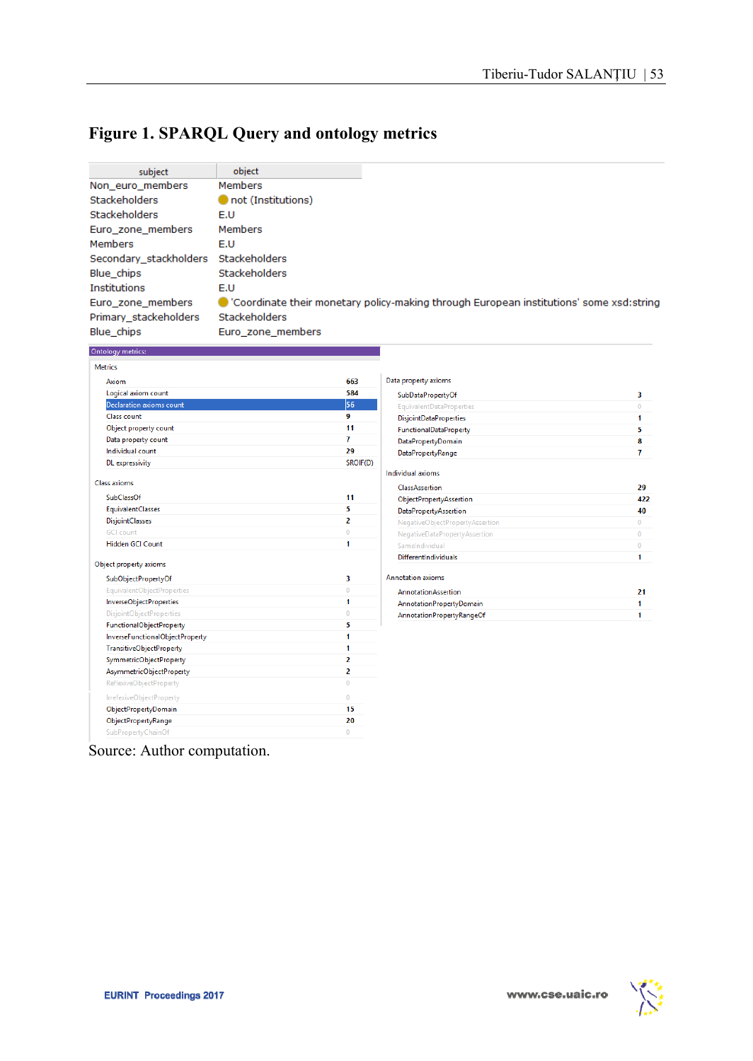## Figure 1. SPARQL Query and ontology metrics

| subject | object |
|---|---|
| Non_euro_members | Members |
| Stackeholders | not (Institutions) |
| Stackeholders | E.U |
| Euro_zone_members | Members |
| Members | E.U |
| Secondary_stackholders | Stackeholders |
| Blue_chips | Stackeholders |
| Institutions | E.U |
| Euro_zone_members | 'Coordinate their monetary policy-making through European institutions' some xsd:string |
| Primary_stakeholders | Stackeholders |
| Blue_chips | Euro_zone_members |

Ontology metrics:

**Metrics**

| Metric | Value |
|---|---|
| Axiom | 663 |
| Logical axiom count | 584 |
| Declaration axioms count | 56 |
| Class count | 9 |
| Object property count | 11 |
| Data property count | 7 |
| Individual count | 29 |
| DL expressivity | SROIF(D) |

**Class axioms**

| Axiom | Count |
|---|---|
| SubClassOf | 11 |
| EquivalentClasses | 5 |
| DisjointClasses | 2 |
| GCI count | 0 |
| Hidden GCI Count | 1 |

**Object property axioms**

| Axiom | Count |
|---|---|
| SubObjectPropertyOf | 3 |
| EquivalentObjectProperties | 0 |
| InverseObjectProperties | 1 |
| DisjointObjectProperties | 0 |
| FunctionalObjectProperty | 5 |
| InverseFunctionalObjectProperty | 1 |
| TransitiveObjectProperty | 1 |
| SymmetricObjectProperty | 2 |
| AsymmetricObjectProperty | 2 |
| ReflexiveObjectProperty | 0 |
| IrrefexiveObjectProperty | 0 |
| ObjectPropertyDomain | 15 |
| ObjectPropertyRange | 20 |
| SubPropertyChainOf | 0 |

**Data property axioms**

| Axiom | Count |
|---|---|
| SubDataPropertyOf | 3 |
| EquivalentDataProperties | 0 |
| DisjointDataProperties | 1 |
| FunctionalDataProperty | 5 |
| DataPropertyDomain | 8 |
| DataPropertyRange | 7 |

**Individual axioms**

| Axiom | Count |
|---|---|
| ClassAssertion | 29 |
| ObjectPropertyAssertion | 422 |
| DataPropertyAssertion | 40 |
| NegativeObjectPropertyAssertion | 0 |
| NegativeDataPropertyAssertion | 0 |
| SameIndividual | 0 |
| DifferentIndividuals | 1 |

**Annotation axioms**

| Axiom | Count |
|---|---|
| AnnotationAssertion | 21 |
| AnnotationPropertyDomain | 1 |
| AnnotationPropertyRangeOf | 1 |

Source: Author computation.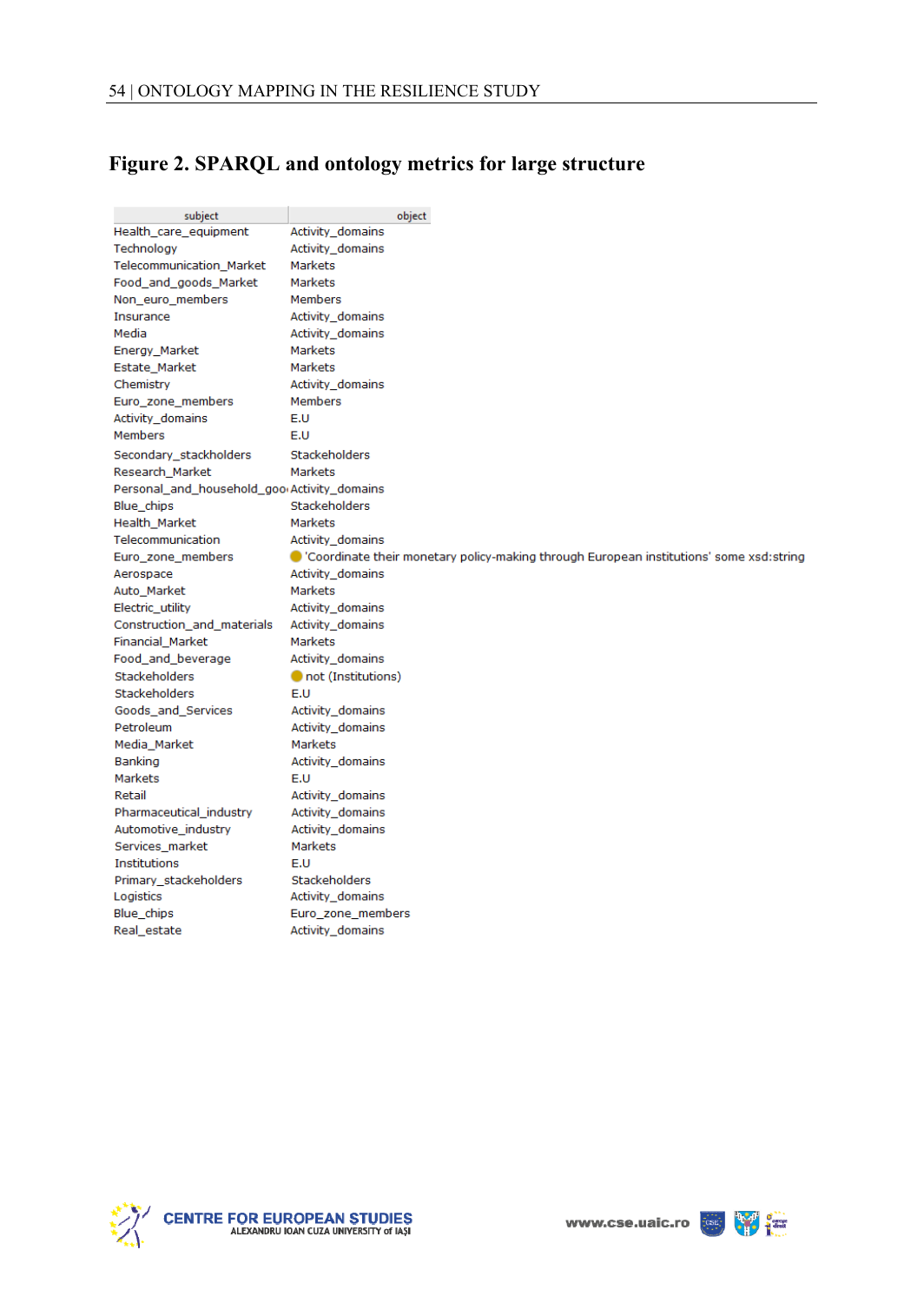## Figure 2. SPARQL and ontology metrics for large structure

| subject | object |
|---|---|
| Health_care_equipment | Activity_domains |
| Technology | Activity_domains |
| Telecommunication_Market | Markets |
| Food_and_goods_Market | Markets |
| Non_euro_members | Members |
| Insurance | Activity_domains |
| Media | Activity_domains |
| Energy_Market | Markets |
| Estate_Market | Markets |
| Chemistry | Activity_domains |
| Euro_zone_members | Members |
| Activity_domains | E.U |
| Members | E.U |
| Secondary_stackholders | Stackeholders |
| Research_Market | Markets |
| Personal_and_household_goo | Activity_domains |
| Blue_chips | Stackeholders |
| Health_Market | Markets |
| Telecommunication | Activity_domains |
| Euro_zone_members | 'Coordinate their monetary policy-making through European institutions' some xsd:string |
| Aerospace | Activity_domains |
| Auto_Market | Markets |
| Electric_utility | Activity_domains |
| Construction_and_materials | Activity_domains |
| Financial_Market | Markets |
| Food_and_beverage | Activity_domains |
| Stackeholders | not (Institutions) |
| Stackeholders | E.U |
| Goods_and_Services | Activity_domains |
| Petroleum | Activity_domains |
| Media_Market | Markets |
| Banking | Activity_domains |
| Markets | E.U |
| Retail | Activity_domains |
| Pharmaceutical_industry | Activity_domains |
| Automotive_industry | Activity_domains |
| Services_market | Markets |
| Institutions | E.U |
| Primary_stackeholders | Stackeholders |
| Logistics | Activity_domains |
| Blue_chips | Euro_zone_members |
| Real_estate | Activity_domains |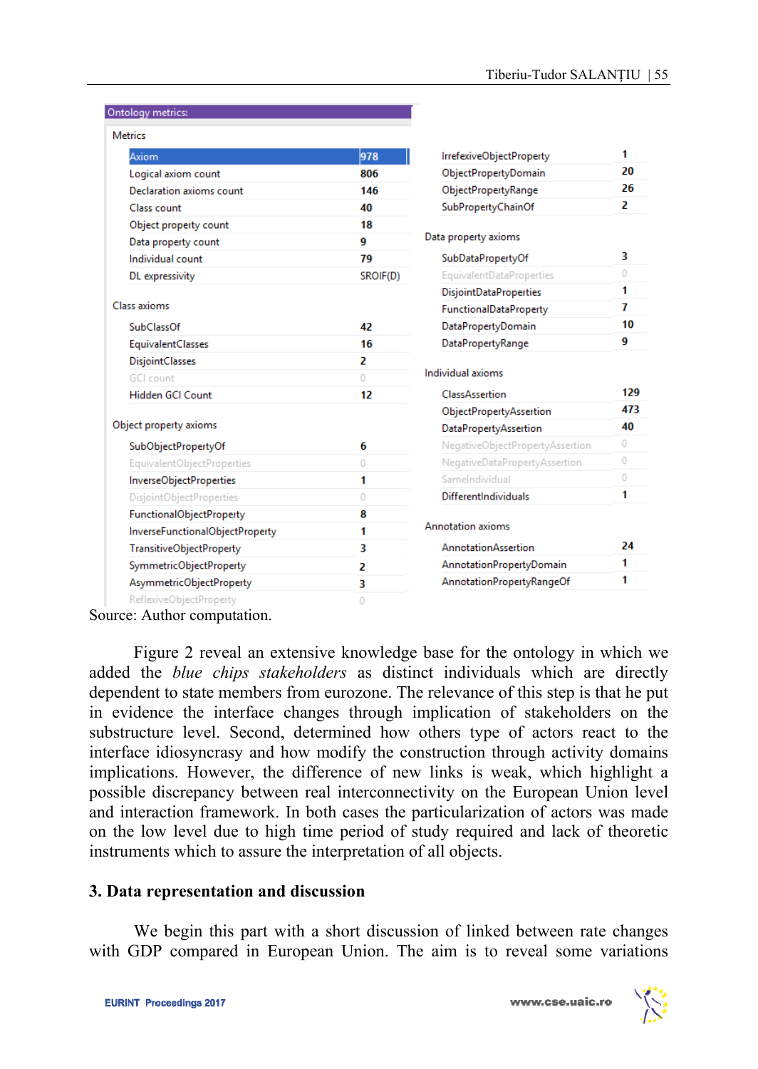| Ontology metrics: | |
|---|---|
| **Metrics** | |
| Axiom | 978 |
| Logical axiom count | 806 |
| Declaration axioms count | 146 |
| Class count | 40 |
| Object property count | 18 |
| Data property count | 9 |
| Individual count | 79 |
| DL expressivity | SROIF(D) |
| **Class axioms** | |
| SubClassOf | 42 |
| EquivalentClasses | 16 |
| DisjointClasses | 2 |
| GCI count | 0 |
| Hidden GCI Count | 12 |
| **Object property axioms** | |
| SubObjectPropertyOf | 6 |
| EquivalentObjectProperties | 0 |
| InverseObjectProperties | 1 |
| DisjointObjectProperties | 0 |
| FunctionalObjectProperty | 8 |
| InverseFunctionalObjectProperty | 1 |
| TransitiveObjectProperty | 3 |
| SymmetricObjectProperty | 2 |
| AsymmetricObjectProperty | 3 |
| ReflexiveObjectProperty | 0 |
| IrrefexiveObjectProperty | 1 |
| ObjectPropertyDomain | 20 |
| ObjectPropertyRange | 26 |
| SubPropertyChainOf | 2 |
| **Data property axioms** | |
| SubDataPropertyOf | 3 |
| EquivalentDataProperties | 0 |
| DisjointDataProperties | 1 |
| FunctionalDataProperty | 7 |
| DataPropertyDomain | 10 |
| DataPropertyRange | 9 |
| **Individual axioms** | |
| ClassAssertion | 129 |
| ObjectPropertyAssertion | 473 |
| DataPropertyAssertion | 40 |
| NegativeObjectPropertyAssertion | 0 |
| NegativeDataPropertyAssertion | 0 |
| SameIndividual | 0 |
| DifferentIndividuals | 1 |
| **Annotation axioms** | |
| AnnotationAssertion | 24 |
| AnnotationPropertyDomain | 1 |
| AnnotationPropertyRangeOf | 1 |

Source: Author computation.

Figure 2 reveal an extensive knowledge base for the ontology in which we added the *blue chips stakeholders* as distinct individuals which are directly dependent to state members from eurozone. The relevance of this step is that he put in evidence the interface changes through implication of stakeholders on the substructure level. Second, determined how others type of actors react to the interface idiosyncrasy and how modify the construction through activity domains implications. However, the difference of new links is weak, which highlight a possible discrepancy between real interconnectivity on the European Union level and interaction framework. In both cases the particularization of actors was made on the low level due to high time period of study required and lack of theoretic instruments which to assure the interpretation of all objects.

## 3. Data representation and discussion

We begin this part with a short discussion of linked between rate changes with GDP compared in European Union. The aim is to reveal some variations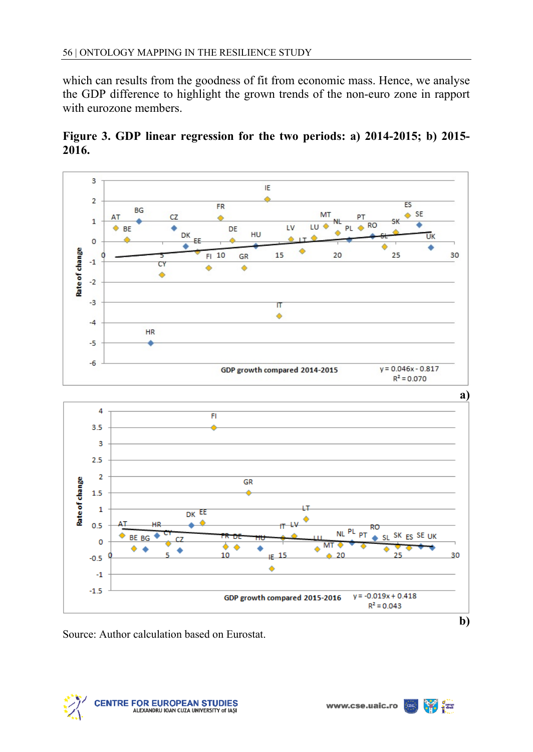which can results from the goodness of fit from economic mass. Hence, we analyse the GDP difference to highlight the grown trends of the non-euro zone in rapport with eurozone members.

**Figure 3. GDP linear regression for the two periods: a) 2014-2015; b) 2015-2016.**

a)

b)

Source: Author calculation based on Eurostat.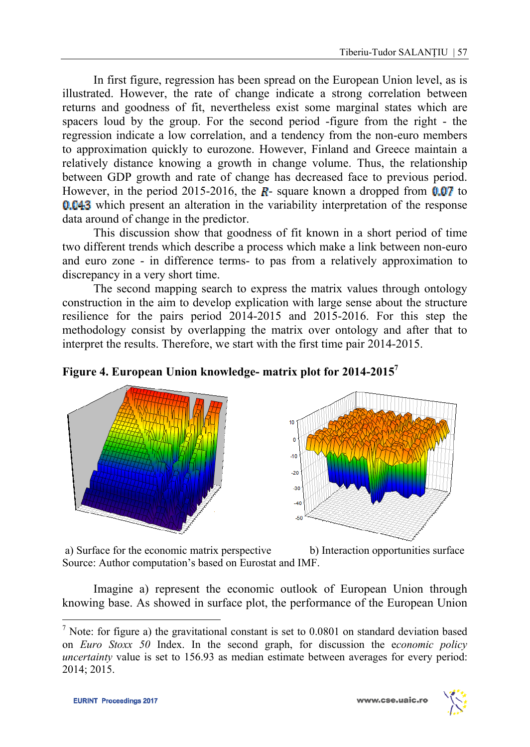In first figure, regression has been spread on the European Union level, as is illustrated. However, the rate of change indicate a strong correlation between returns and goodness of fit, nevertheless exist some marginal states which are spacers loud by the group. For the second period -figure from the right - the regression indicate a low correlation, and a tendency from the non-euro members to approximation quickly to eurozone. However, Finland and Greece maintain a relatively distance knowing a growth in change volume. Thus, the relationship between GDP growth and rate of change has decreased face to previous period. However, in the period 2015-2016, the $R$- square known a dropped from 0.07 to 0.043 which present an alteration in the variability interpretation of the response data around of change in the predictor.

This discussion show that goodness of fit known in a short period of time two different trends which describe a process which make a link between non-euro and euro zone - in difference terms- to pas from a relatively approximation to discrepancy in a very short time.

The second mapping search to express the matrix values through ontology construction in the aim to develop explication with large sense about the structure resilience for the pairs period 2014-2015 and 2015-2016. For this step the methodology consist by overlapping the matrix over ontology and after that to interpret the results. Therefore, we start with the first time pair 2014-2015.

**Figure 4. European Union knowledge- matrix plot for 2014-2015**[7]

a) Surface for the economic matrix perspective b) Interaction opportunities surface

Source: Author computation's based on Eurostat and IMF.

Imagine a) represent the economic outlook of European Union through knowing base. As showed in surface plot, the performance of the European Union

[7] Note: for figure a) the gravitational constant is set to 0.0801 on standard deviation based on *Euro Stoxx 50* Index. In the second graph, for discussion the e*conomic policy uncertainty* value is set to 156.93 as median estimate between averages for every period: 2014; 2015.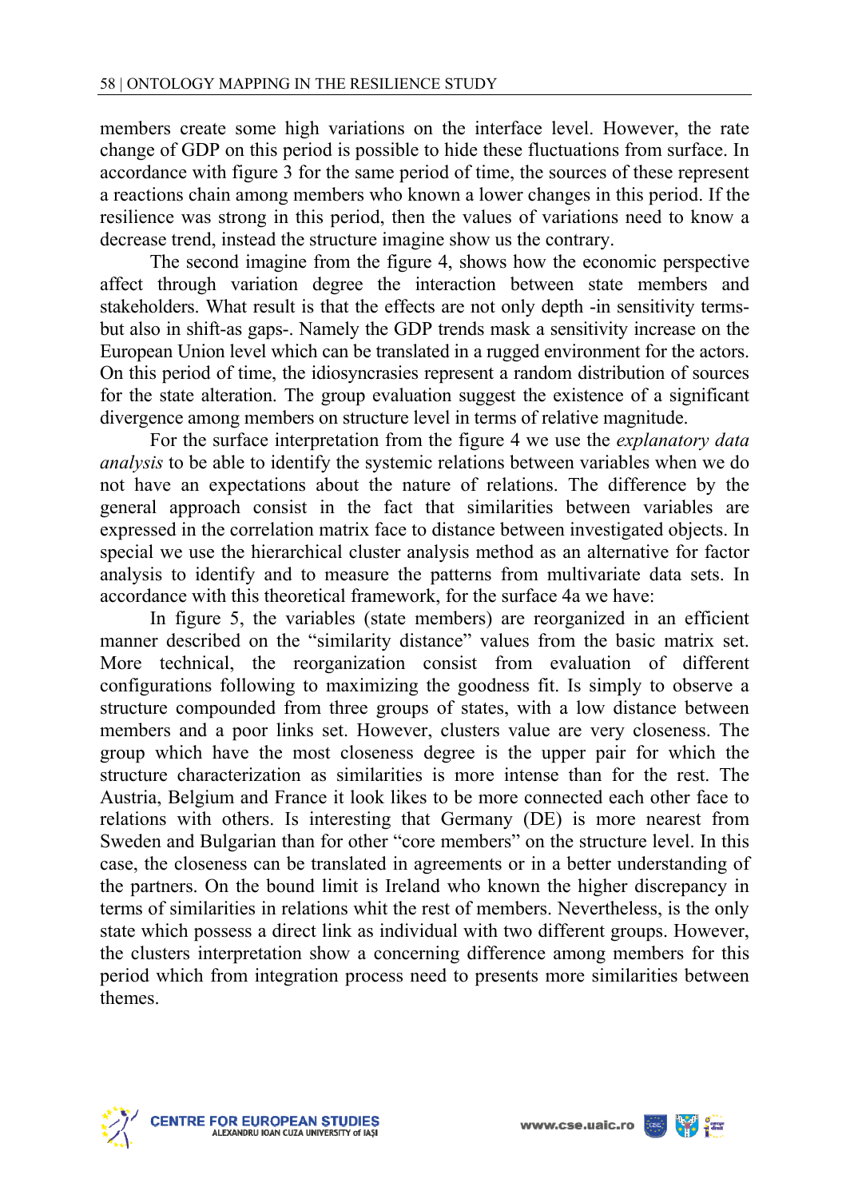members create some high variations on the interface level. However, the rate change of GDP on this period is possible to hide these fluctuations from surface. In accordance with figure 3 for the same period of time, the sources of these represent a reactions chain among members who known a lower changes in this period. If the resilience was strong in this period, then the values of variations need to know a decrease trend, instead the structure imagine show us the contrary.

The second imagine from the figure 4, shows how the economic perspective affect through variation degree the interaction between state members and stakeholders. What result is that the effects are not only depth -in sensitivity terms- but also in shift-as gaps-. Namely the GDP trends mask a sensitivity increase on the European Union level which can be translated in a rugged environment for the actors. On this period of time, the idiosyncrasies represent a random distribution of sources for the state alteration. The group evaluation suggest the existence of a significant divergence among members on structure level in terms of relative magnitude.

For the surface interpretation from the figure 4 we use the *explanatory data analysis* to be able to identify the systemic relations between variables when we do not have an expectations about the nature of relations. The difference by the general approach consist in the fact that similarities between variables are expressed in the correlation matrix face to distance between investigated objects. In special we use the hierarchical cluster analysis method as an alternative for factor analysis to identify and to measure the patterns from multivariate data sets. In accordance with this theoretical framework, for the surface 4a we have:

In figure 5, the variables (state members) are reorganized in an efficient manner described on the "similarity distance" values from the basic matrix set. More technical, the reorganization consist from evaluation of different configurations following to maximizing the goodness fit. Is simply to observe a structure compounded from three groups of states, with a low distance between members and a poor links set. However, clusters value are very closeness. The group which have the most closeness degree is the upper pair for which the structure characterization as similarities is more intense than for the rest. The Austria, Belgium and France it look likes to be more connected each other face to relations with others. Is interesting that Germany (DE) is more nearest from Sweden and Bulgarian than for other "core members" on the structure level. In this case, the closeness can be translated in agreements or in a better understanding of the partners. On the bound limit is Ireland who known the higher discrepancy in terms of similarities in relations whit the rest of members. Nevertheless, is the only state which possess a direct link as individual with two different groups. However, the clusters interpretation show a concerning difference among members for this period which from integration process need to presents more similarities between themes.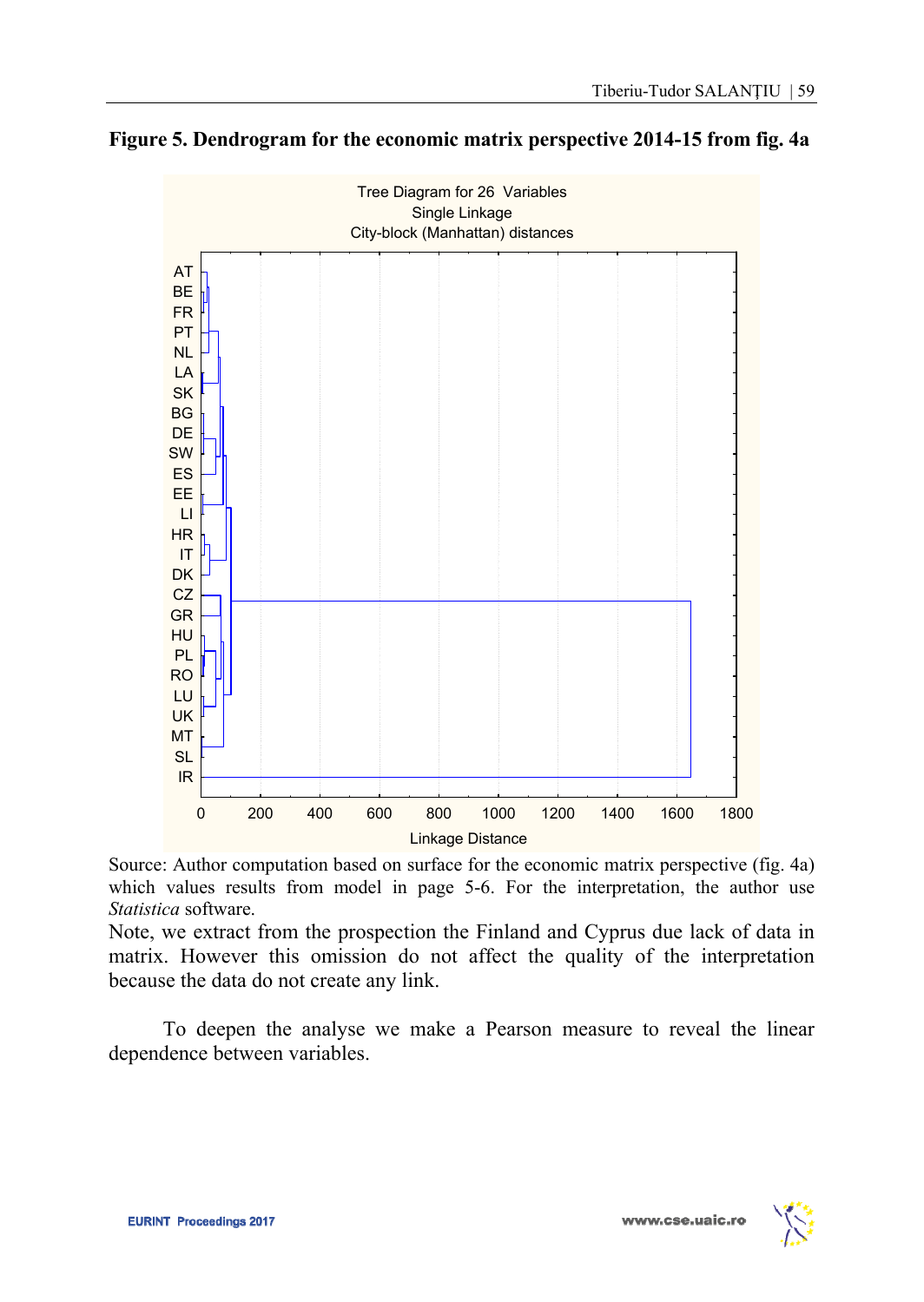**Figure 5. Dendrogram for the economic matrix perspective 2014-15 from fig. 4a**

Source: Author computation based on surface for the economic matrix perspective (fig. 4a) which values results from model in page 5-6. For the interpretation, the author use *Statistica* software.

Note, we extract from the prospection the Finland and Cyprus due lack of data in matrix. However this omission do not affect the quality of the interpretation because the data do not create any link.

To deepen the analyse we make a Pearson measure to reveal the linear dependence between variables.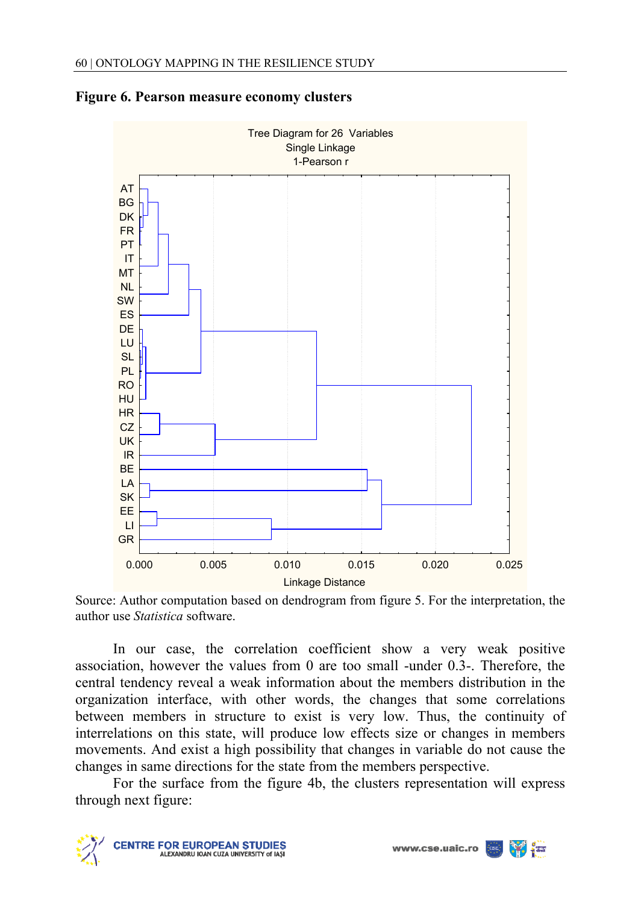**Figure 6. Pearson measure economy clusters**

Source: Author computation based on dendrogram from figure 5. For the interpretation, the author use *Statistica* software.

In our case, the correlation coefficient show a very weak positive association, however the values from 0 are too small -under 0.3-. Therefore, the central tendency reveal a weak information about the members distribution in the organization interface, with other words, the changes that some correlations between members in structure to exist is very low. Thus, the continuity of interrelations on this state, will produce low effects size or changes in members movements. And exist a high possibility that changes in variable do not cause the changes in same directions for the state from the members perspective.

For the surface from the figure 4b, the clusters representation will express through next figure: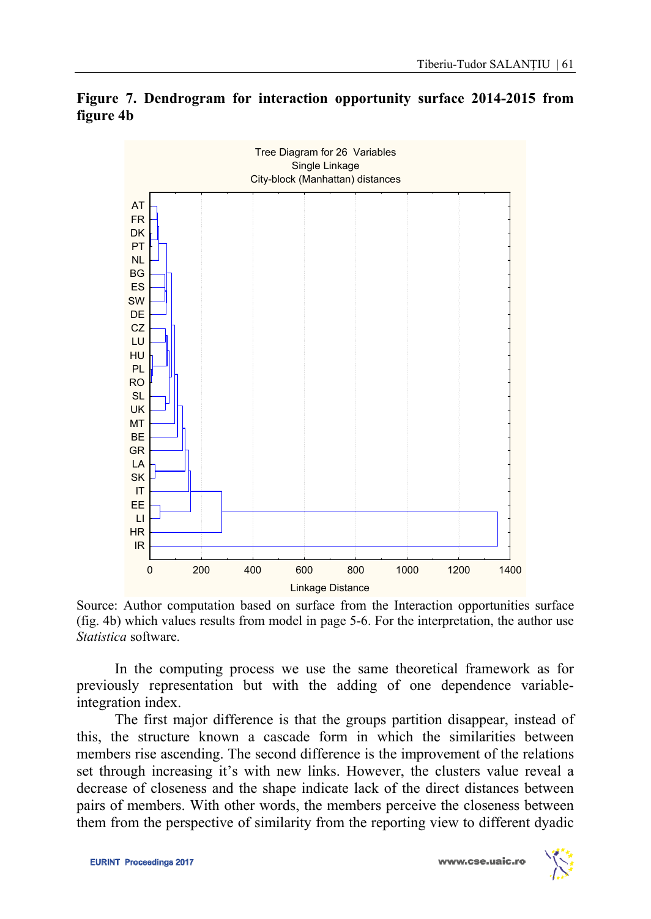**Figure 7. Dendrogram for interaction opportunity surface 2014-2015 from figure 4b**

Source: Author computation based on surface from the Interaction opportunities surface (fig. 4b) which values results from model in page 5-6. For the interpretation, the author use *Statistica* software.

In the computing process we use the same theoretical framework as for previously representation but with the adding of one dependence variable-integration index.

The first major difference is that the groups partition disappear, instead of this, the structure known a cascade form in which the similarities between members rise ascending. The second difference is the improvement of the relations set through increasing it's with new links. However, the clusters value reveal a decrease of closeness and the shape indicate lack of the direct distances between pairs of members. With other words, the members perceive the closeness between them from the perspective of similarity from the reporting view to different dyadic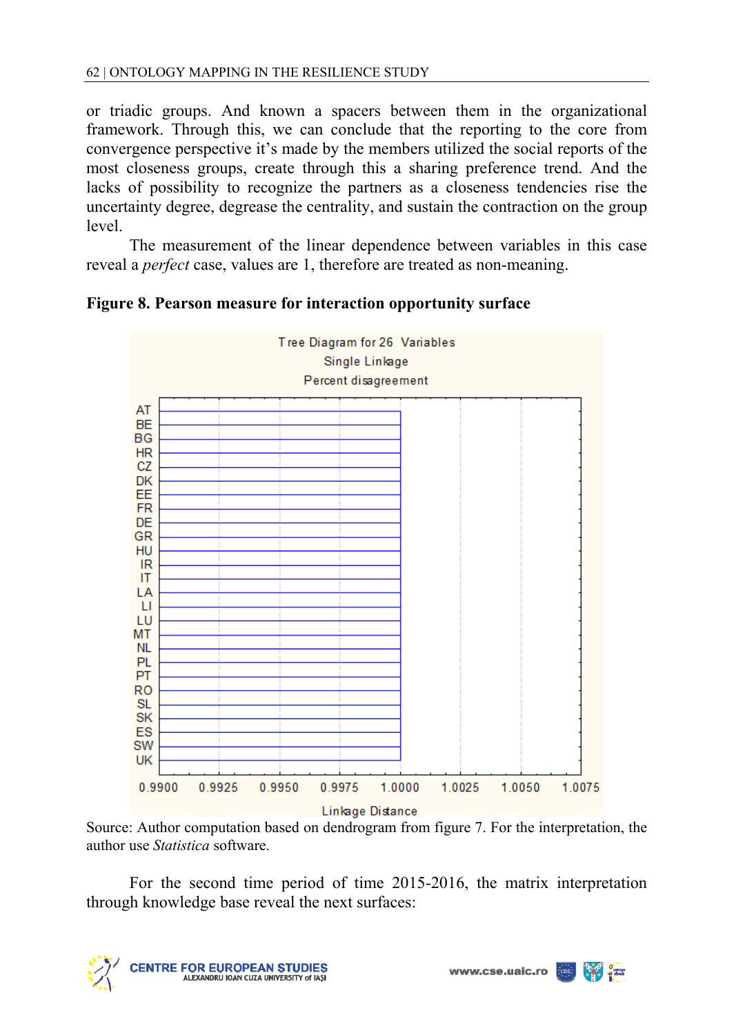or triadic groups. And known a spacers between them in the organizational framework. Through this, we can conclude that the reporting to the core from convergence perspective it's made by the members utilized the social reports of the most closeness groups, create through this a sharing preference trend. And the lacks of possibility to recognize the partners as a closeness tendencies rise the uncertainty degree, degrease the centrality, and sustain the contraction on the group level.

The measurement of the linear dependence between variables in this case reveal a *perfect* case, values are 1, therefore are treated as non-meaning.

**Figure 8. Pearson measure for interaction opportunity surface**

Tree Diagram for 26 Variables
Single Linkage
Percent disagreement

AT, BE, BG, HR, CZ, DK, EE, FR, DE, GR, HU, IR, IT, LA, LI, LU, MT, NL, PL, PT, RO, SL, SK, ES, SW, UK

Linkage Distance: 0.9900, 0.9925, 0.9950, 0.9975, 1.0000, 1.0025, 1.0050, 1.0075

Source: Author computation based on dendrogram from figure 7. For the interpretation, the author use *Statistica* software.

For the second time period of time 2015-2016, the matrix interpretation through knowledge base reveal the next surfaces: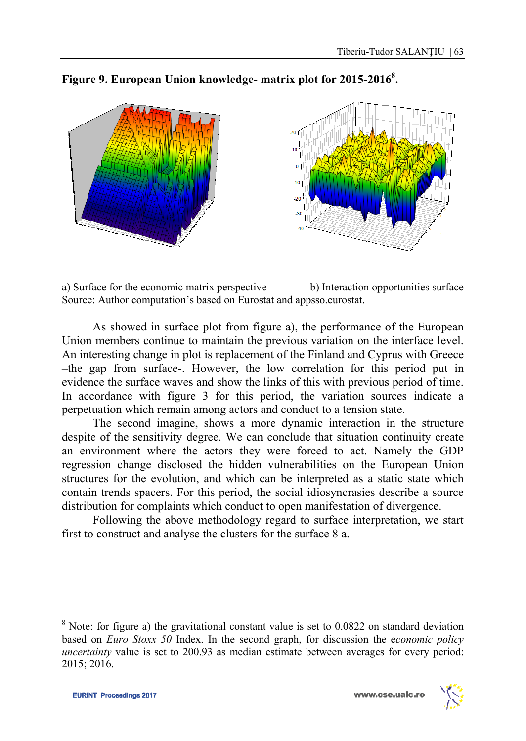**Figure 9. European Union knowledge- matrix plot for 2015-2016[8].**

a) Surface for the economic matrix perspective  b) Interaction opportunities surface

Source: Author computation's based on Eurostat and appsso.eurostat.

As showed in surface plot from figure a), the performance of the European Union members continue to maintain the previous variation on the interface level. An interesting change in plot is replacement of the Finland and Cyprus with Greece –the gap from surface-. However, the low correlation for this period put in evidence the surface waves and show the links of this with previous period of time. In accordance with figure 3 for this period, the variation sources indicate a perpetuation which remain among actors and conduct to a tension state.

The second imagine, shows a more dynamic interaction in the structure despite of the sensitivity degree. We can conclude that situation continuity create an environment where the actors they were forced to act. Namely the GDP regression change disclosed the hidden vulnerabilities on the European Union structures for the evolution, and which can be interpreted as a static state which contain trends spacers. For this period, the social idiosyncrasies describe a source distribution for complaints which conduct to open manifestation of divergence.

Following the above methodology regard to surface interpretation, we start first to construct and analyse the clusters for the surface 8 a.

---

[8] Note: for figure a) the gravitational constant value is set to 0.0822 on standard deviation based on *Euro Stoxx 50* Index. In the second graph, for discussion the e*conomic policy uncertainty* value is set to 200.93 as median estimate between averages for every period: 2015; 2016.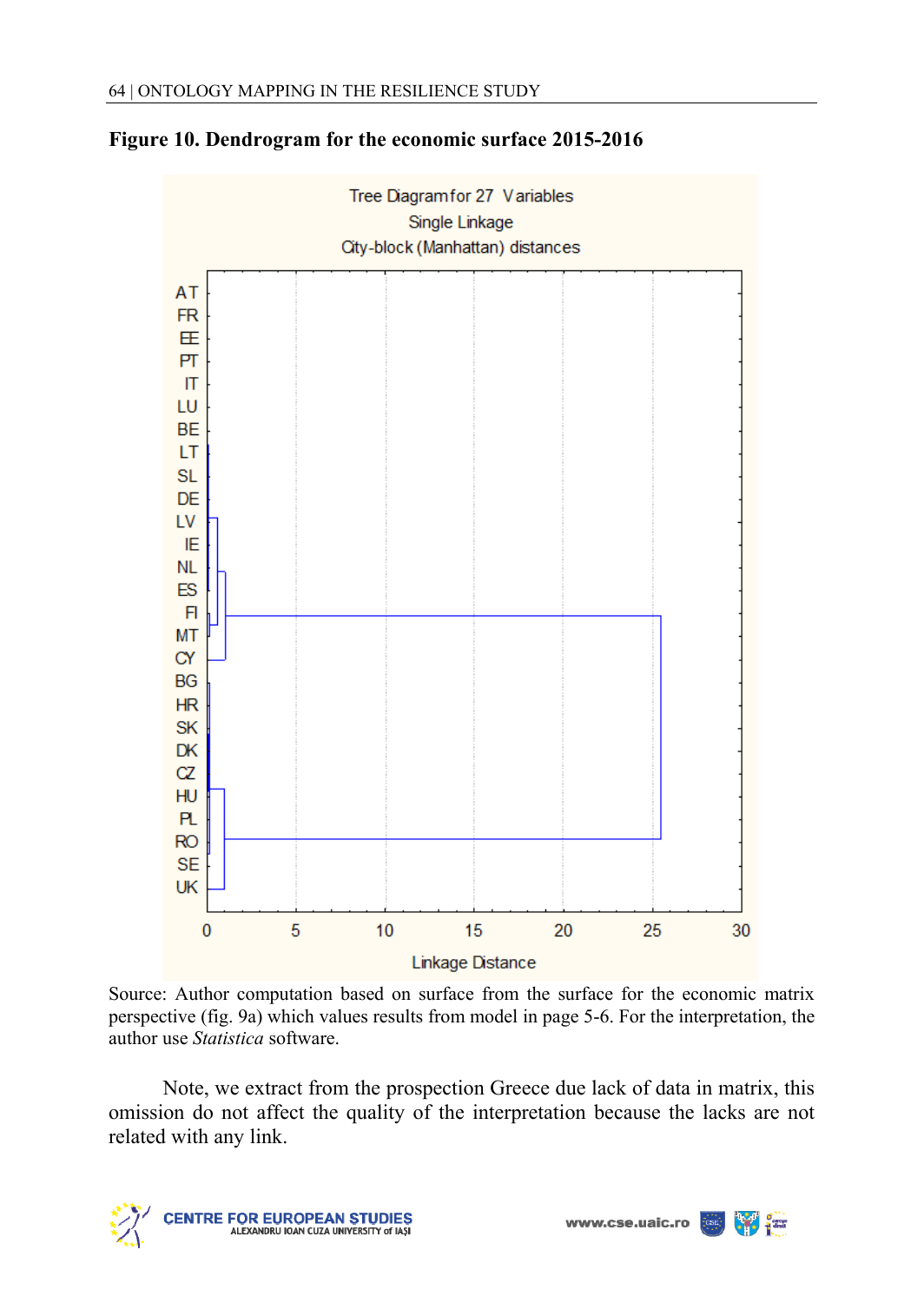**Figure 10. Dendrogram for the economic surface 2015-2016**

Tree Diagram for 27 Variables
Single Linkage
City-block (Manhattan) distances

AT
FR
EE
PT
IT
LU
BE
LT
SL
DE
LV
IE
NL
ES
FI
MT
CY
BG
HR
SK
DK
CZ
HU
PL
RO
SE
UK

0 5 10 15 20 25 30

Linkage Distance

Source: Author computation based on surface from the surface for the economic matrix perspective (fig. 9a) which values results from model in page 5-6. For the interpretation, the author use *Statistica* software.

Note, we extract from the prospection Greece due lack of data in matrix, this omission do not affect the quality of the interpretation because the lacks are not related with any link.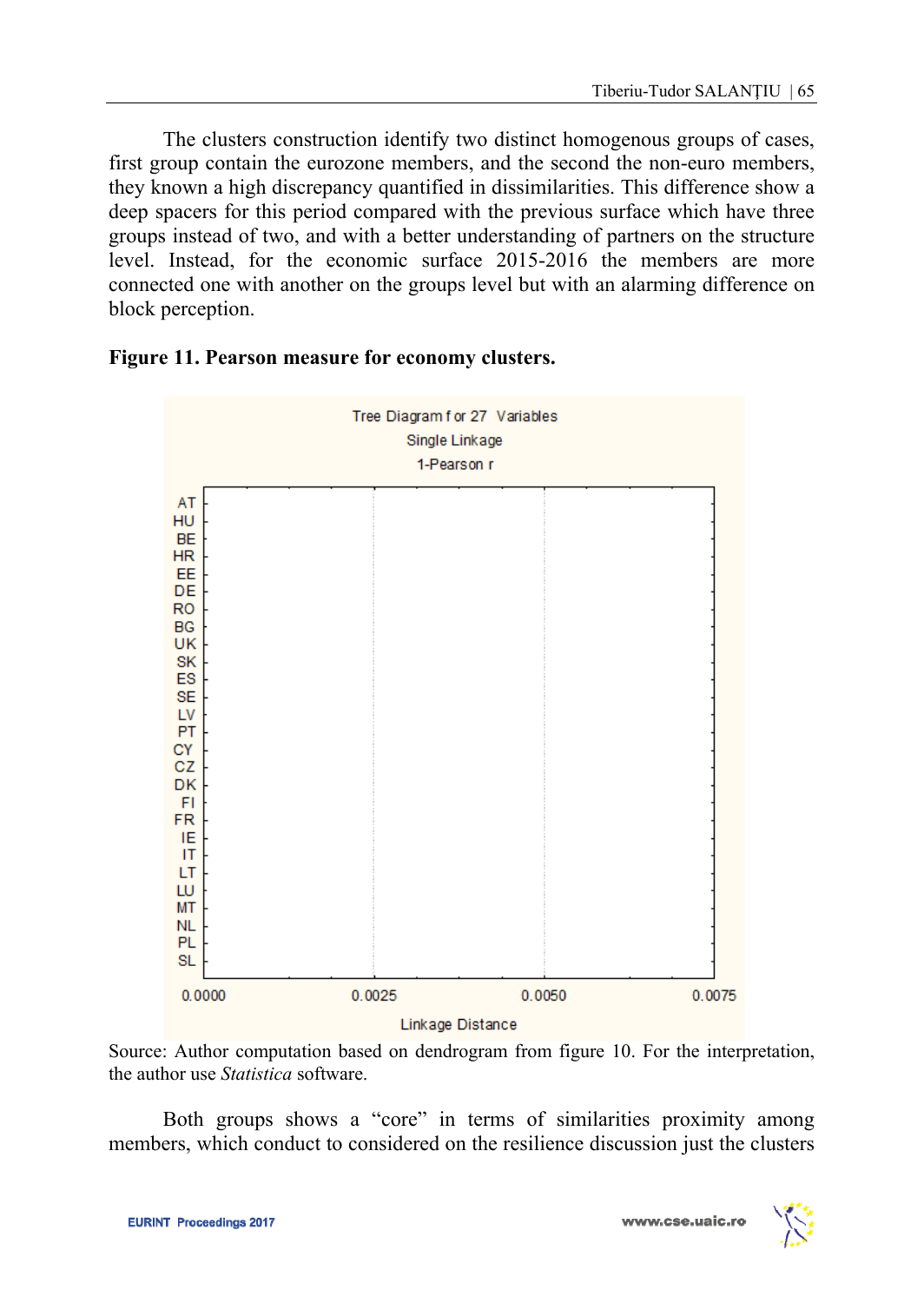The clusters construction identify two distinct homogenous groups of cases, first group contain the eurozone members, and the second the non-euro members, they known a high discrepancy quantified in dissimilarities. This difference show a deep spacers for this period compared with the previous surface which have three groups instead of two, and with a better understanding of partners on the structure level. Instead, for the economic surface 2015-2016 the members are more connected one with another on the groups level but with an alarming difference on block perception.

**Figure 11. Pearson measure for economy clusters.**

Source: Author computation based on dendrogram from figure 10. For the interpretation, the author use *Statistica* software.

Both groups shows a "core" in terms of similarities proximity among members, which conduct to considered on the resilience discussion just the clusters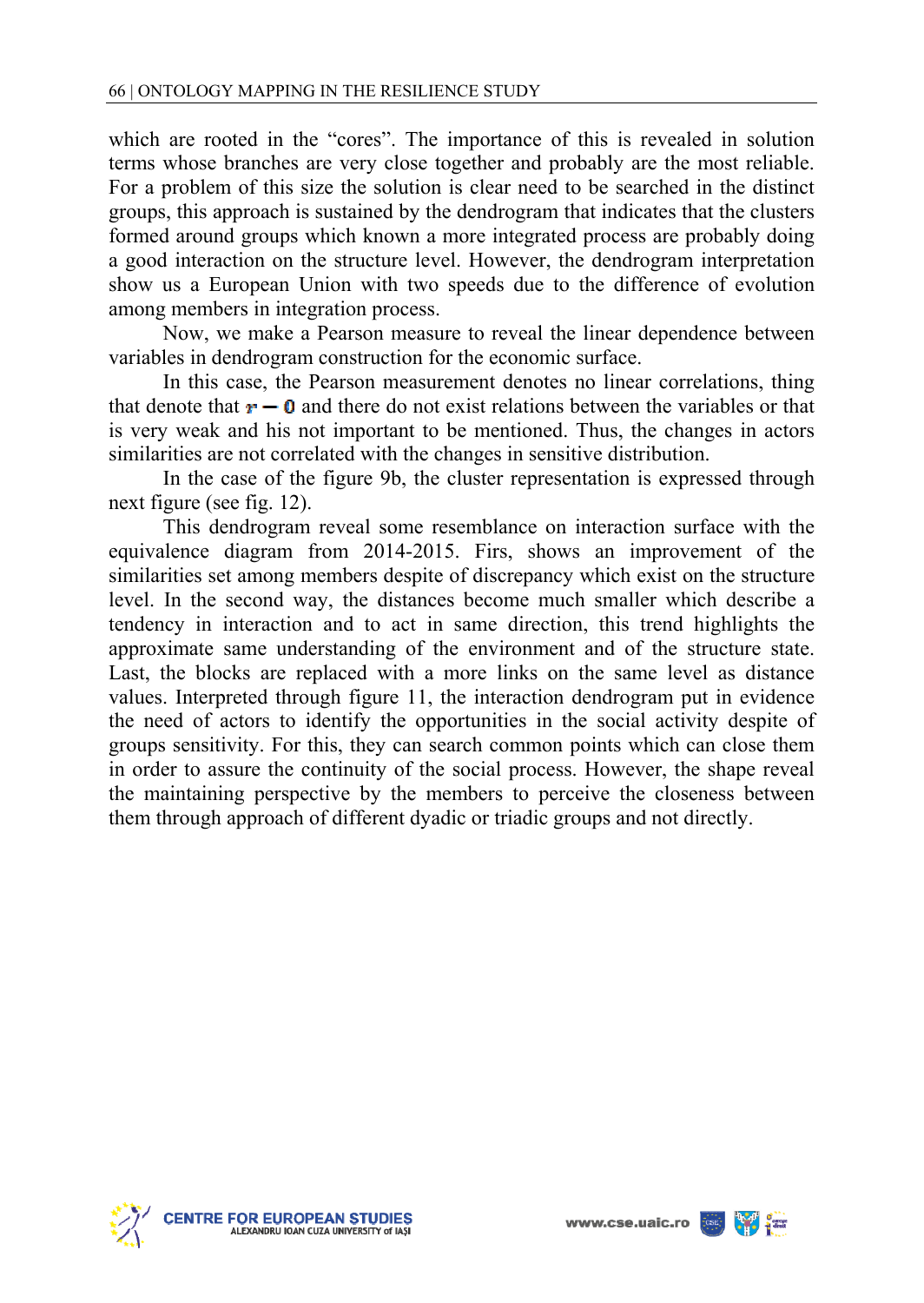which are rooted in the "cores". The importance of this is revealed in solution terms whose branches are very close together and probably are the most reliable. For a problem of this size the solution is clear need to be searched in the distinct groups, this approach is sustained by the dendrogram that indicates that the clusters formed around groups which known a more integrated process are probably doing a good interaction on the structure level. However, the dendrogram interpretation show us a European Union with two speeds due to the difference of evolution among members in integration process.

Now, we make a Pearson measure to reveal the linear dependence between variables in dendrogram construction for the economic surface.

In this case, the Pearson measurement denotes no linear correlations, thing that denote that $r - 0$ and there do not exist relations between the variables or that is very weak and his not important to be mentioned. Thus, the changes in actors similarities are not correlated with the changes in sensitive distribution.

In the case of the figure 9b, the cluster representation is expressed through next figure (see fig. 12).

This dendrogram reveal some resemblance on interaction surface with the equivalence diagram from 2014-2015. Firs, shows an improvement of the similarities set among members despite of discrepancy which exist on the structure level. In the second way, the distances become much smaller which describe a tendency in interaction and to act in same direction, this trend highlights the approximate same understanding of the environment and of the structure state. Last, the blocks are replaced with a more links on the same level as distance values. Interpreted through figure 11, the interaction dendrogram put in evidence the need of actors to identify the opportunities in the social activity despite of groups sensitivity. For this, they can search common points which can close them in order to assure the continuity of the social process. However, the shape reveal the maintaining perspective by the members to perceive the closeness between them through approach of different dyadic or triadic groups and not directly.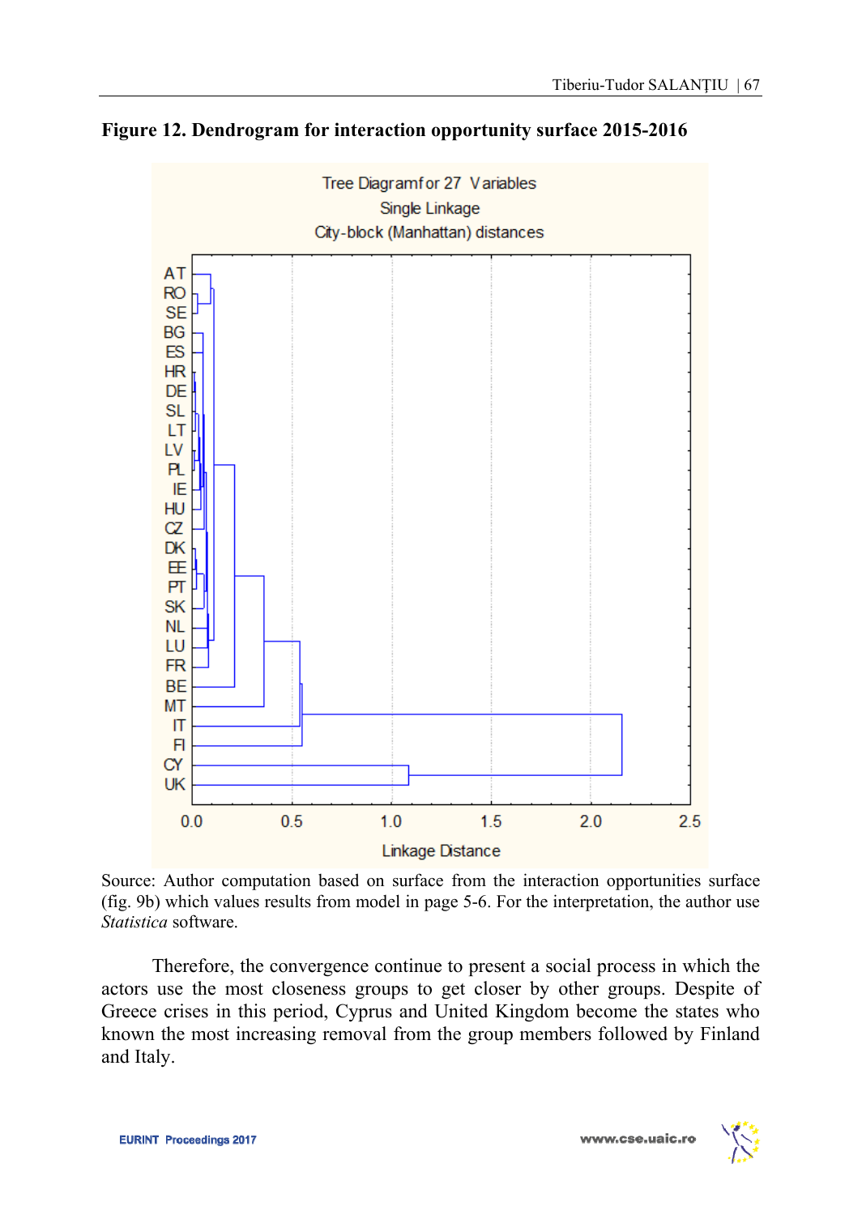**Figure 12. Dendrogram for interaction opportunity surface 2015-2016**

Source: Author computation based on surface from the interaction opportunities surface (fig. 9b) which values results from model in page 5-6. For the interpretation, the author use *Statistica* software.

Therefore, the convergence continue to present a social process in which the actors use the most closeness groups to get closer by other groups. Despite of Greece crises in this period, Cyprus and United Kingdom become the states who known the most increasing removal from the group members followed by Finland and Italy.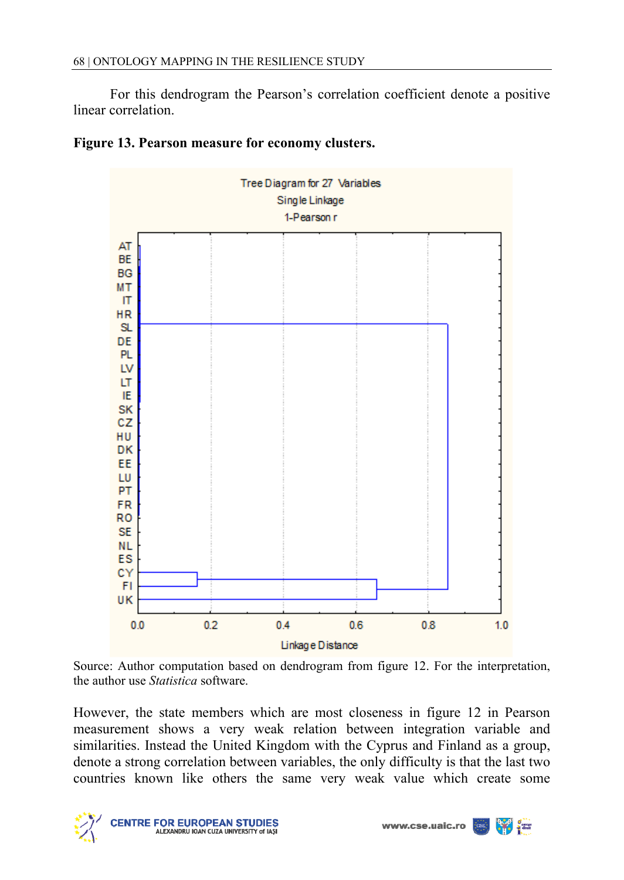For this dendrogram the Pearson's correlation coefficient denote a positive linear correlation.

**Figure 13. Pearson measure for economy clusters.**

Source: Author computation based on dendrogram from figure 12. For the interpretation, the author use *Statistica* software.

However, the state members which are most closeness in figure 12 in Pearson measurement shows a very weak relation between integration variable and similarities. Instead the United Kingdom with the Cyprus and Finland as a group, denote a strong correlation between variables, the only difficulty is that the last two countries known like others the same very weak value which create some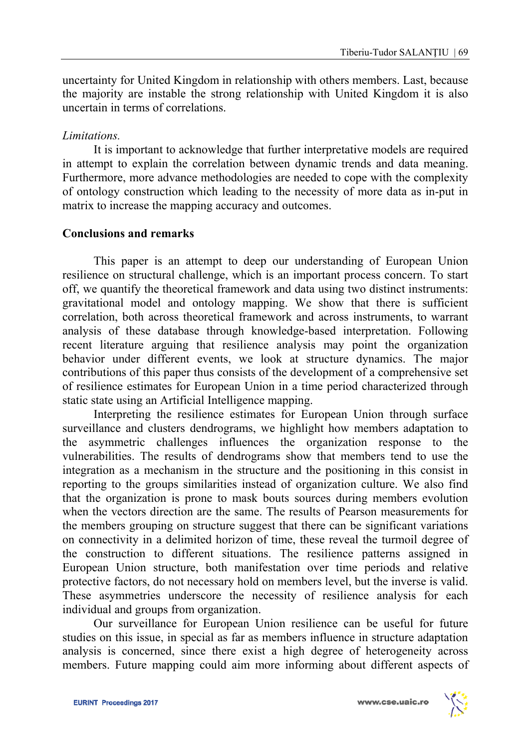uncertainty for United Kingdom in relationship with others members. Last, because the majority are instable the strong relationship with United Kingdom it is also uncertain in terms of correlations.

*Limitations.*

It is important to acknowledge that further interpretative models are required in attempt to explain the correlation between dynamic trends and data meaning. Furthermore, more advance methodologies are needed to cope with the complexity of ontology construction which leading to the necessity of more data as in-put in matrix to increase the mapping accuracy and outcomes.

## Conclusions and remarks

This paper is an attempt to deep our understanding of European Union resilience on structural challenge, which is an important process concern. To start off, we quantify the theoretical framework and data using two distinct instruments: gravitational model and ontology mapping. We show that there is sufficient correlation, both across theoretical framework and across instruments, to warrant analysis of these database through knowledge-based interpretation. Following recent literature arguing that resilience analysis may point the organization behavior under different events, we look at structure dynamics. The major contributions of this paper thus consists of the development of a comprehensive set of resilience estimates for European Union in a time period characterized through static state using an Artificial Intelligence mapping.

Interpreting the resilience estimates for European Union through surface surveillance and clusters dendrograms, we highlight how members adaptation to the asymmetric challenges influences the organization response to the vulnerabilities. The results of dendrograms show that members tend to use the integration as a mechanism in the structure and the positioning in this consist in reporting to the groups similarities instead of organization culture. We also find that the organization is prone to mask bouts sources during members evolution when the vectors direction are the same. The results of Pearson measurements for the members grouping on structure suggest that there can be significant variations on connectivity in a delimited horizon of time, these reveal the turmoil degree of the construction to different situations. The resilience patterns assigned in European Union structure, both manifestation over time periods and relative protective factors, do not necessary hold on members level, but the inverse is valid. These asymmetries underscore the necessity of resilience analysis for each individual and groups from organization.

Our surveillance for European Union resilience can be useful for future studies on this issue, in special as far as members influence in structure adaptation analysis is concerned, since there exist a high degree of heterogeneity across members. Future mapping could aim more informing about different aspects of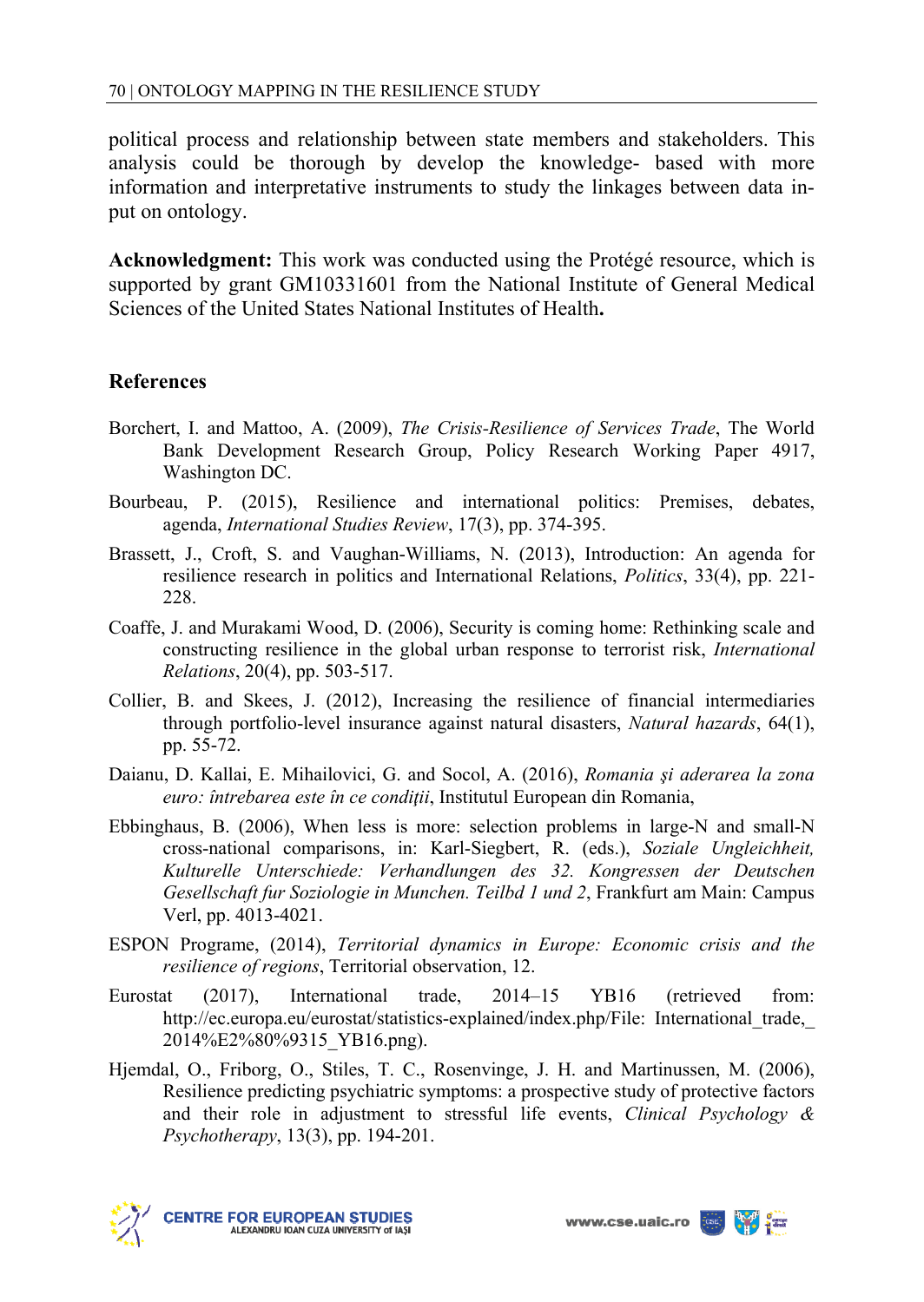political process and relationship between state members and stakeholders. This analysis could be thorough by develop the knowledge- based with more information and interpretative instruments to study the linkages between data input on ontology.

**Acknowledgment:** This work was conducted using the Protégé resource, which is supported by grant GM10331601 from the National Institute of General Medical Sciences of the United States National Institutes of Health**.**

## References

Borchert, I. and Mattoo, A. (2009), *The Crisis-Resilience of Services Trade*, The World Bank Development Research Group, Policy Research Working Paper 4917, Washington DC.

Bourbeau, P. (2015), Resilience and international politics: Premises, debates, agenda, *International Studies Review*, 17(3), pp. 374-395.

Brassett, J., Croft, S. and Vaughan-Williams, N. (2013), Introduction: An agenda for resilience research in politics and International Relations, *Politics*, 33(4), pp. 221-228.

Coaffe, J. and Murakami Wood, D. (2006), Security is coming home: Rethinking scale and constructing resilience in the global urban response to terrorist risk, *International Relations*, 20(4), pp. 503-517.

Collier, B. and Skees, J. (2012), Increasing the resilience of financial intermediaries through portfolio-level insurance against natural disasters, *Natural hazards*, 64(1), pp. 55-72.

Daianu, D. Kallai, E. Mihailovici, G. and Socol, A. (2016), *Romania şi aderarea la zona euro: întrebarea este în ce condiţii*, Institutul European din Romania,

Ebbinghaus, B. (2006), When less is more: selection problems in large-N and small-N cross-national comparisons, in: Karl-Siegbert, R. (eds.), *Soziale Ungleichheit, Kulturelle Unterschiede: Verhandlungen des 32. Kongressen der Deutschen Gesellschaft fur Soziologie in Munchen. Teilbd 1 und 2*, Frankfurt am Main: Campus Verl, pp. 4013-4021.

ESPON Programe, (2014), *Territorial dynamics in Europe: Economic crisis and the resilience of regions*, Territorial observation, 12.

Eurostat (2017), International trade, 2014–15 YB16 (retrieved from: http://ec.europa.eu/eurostat/statistics-explained/index.php/File: International_trade,_2014%E2%80%9315_YB16.png).

Hjemdal, O., Friborg, O., Stiles, T. C., Rosenvinge, J. H. and Martinussen, M. (2006), Resilience predicting psychiatric symptoms: a prospective study of protective factors and their role in adjustment to stressful life events, *Clinical Psychology & Psychotherapy*, 13(3), pp. 194-201.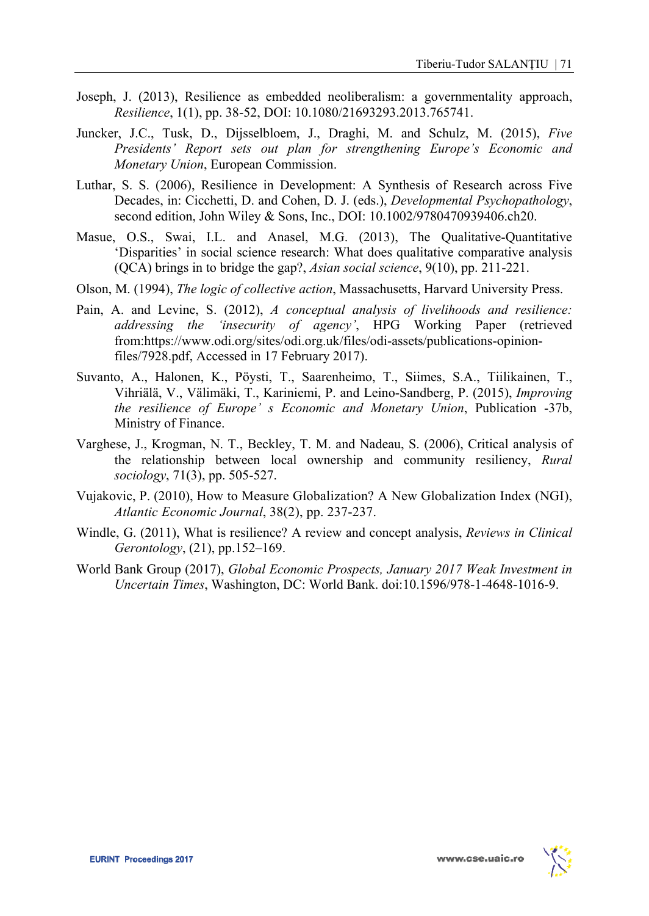Joseph, J. (2013), Resilience as embedded neoliberalism: a governmentality approach, *Resilience*, 1(1), pp. 38-52, DOI: 10.1080/21693293.2013.765741.

Juncker, J.C., Tusk, D., Dijsselbloem, J., Draghi, M. and Schulz, M. (2015), *Five Presidents' Report sets out plan for strengthening Europe's Economic and Monetary Union*, European Commission.

Luthar, S. S. (2006), Resilience in Development: A Synthesis of Research across Five Decades, in: Cicchetti, D. and Cohen, D. J. (eds.), *Developmental Psychopathology*, second edition, John Wiley & Sons, Inc., DOI: 10.1002/9780470939406.ch20.

Masue, O.S., Swai, I.L. and Anasel, M.G. (2013), The Qualitative-Quantitative 'Disparities' in social science research: What does qualitative comparative analysis (QCA) brings in to bridge the gap?, *Asian social science*, 9(10), pp. 211-221.

Olson, M. (1994), *The logic of collective action*, Massachusetts, Harvard University Press.

Pain, A. and Levine, S. (2012), *A conceptual analysis of livelihoods and resilience: addressing the 'insecurity of agency'*, HPG Working Paper (retrieved from:https://www.odi.org/sites/odi.org.uk/files/odi-assets/publications-opinion-files/7928.pdf, Accessed in 17 February 2017).

Suvanto, A., Halonen, K., Pöysti, T., Saarenheimo, T., Siimes, S.A., Tiilikainen, T., Vihriälä, V., Välimäki, T., Kariniemi, P. and Leino-Sandberg, P. (2015), *Improving the resilience of Europe' s Economic and Monetary Union*, Publication -37b, Ministry of Finance.

Varghese, J., Krogman, N. T., Beckley, T. M. and Nadeau, S. (2006), Critical analysis of the relationship between local ownership and community resiliency, *Rural sociology*, 71(3), pp. 505-527.

Vujakovic, P. (2010), How to Measure Globalization? A New Globalization Index (NGI), *Atlantic Economic Journal*, 38(2), pp. 237-237.

Windle, G. (2011), What is resilience? A review and concept analysis, *Reviews in Clinical Gerontology*, (21), pp.152–169.

World Bank Group (2017), *Global Economic Prospects, January 2017 Weak Investment in Uncertain Times*, Washington, DC: World Bank. doi:10.1596/978-1-4648-1016-9.